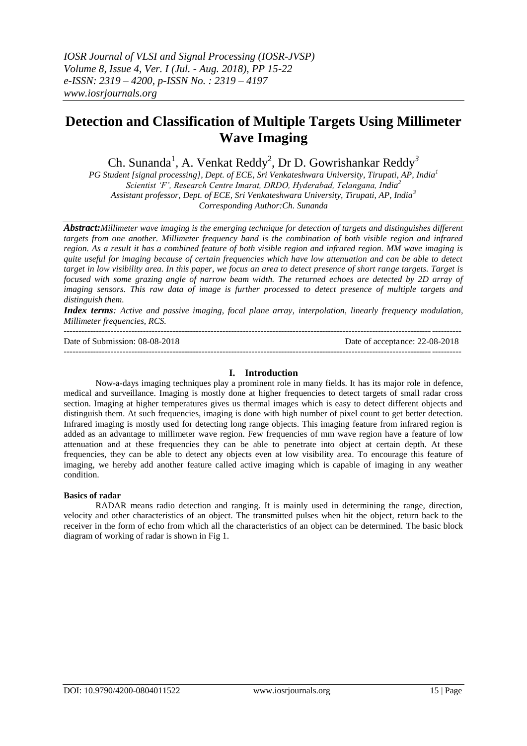# Detection and Classification of Multiple Targets Using Millimeter Wave Imaging

Ch. Sunanda[1], A. Venkat Reddy[2], Dr D. Gowrishankar Reddy[3]

*PG Student [signal processing], Dept. of ECE, Sri Venkateshwara University, Tirupati, AP, India[1]*
*Scientist 'F', Research Centre Imarat, DRDO, Hyderabad, Telangana, India[2]*
*Assistant professor, Dept. of ECE, Sri Venkateshwara University, Tirupati, AP, India[3]*
*Corresponding Author:Ch. Sunanda*

***Abstract:*** *Millimeter wave imaging is the emerging technique for detection of targets and distinguishes different targets from one another. Millimeter frequency band is the combination of both visible region and infrared region. As a result it has a combined feature of both visible region and infrared region. MM wave imaging is quite useful for imaging because of certain frequencies which have low attenuation and can be able to detect target in low visibility area. In this paper, we focus an area to detect presence of short range targets. Target is focused with some grazing angle of narrow beam width. The returned echoes are detected by 2D array of imaging sensors. This raw data of image is further processed to detect presence of multiple targets and distinguish them.*

***Index terms****: Active and passive imaging, focal plane array, interpolation, linearly frequency modulation, Millimeter frequencies, RCS.*

Date of Submission: 08-08-2018 Date of acceptance: 22-08-2018

## I. Introduction

Now-a-days imaging techniques play a prominent role in many fields. It has its major role in defence, medical and surveillance. Imaging is mostly done at higher frequencies to detect targets of small radar cross section. Imaging at higher temperatures gives us thermal images which is easy to detect different objects and distinguish them. At such frequencies, imaging is done with high number of pixel count to get better detection. Infrared imaging is mostly used for detecting long range objects. This imaging feature from infrared region is added as an advantage to millimeter wave region. Few frequencies of mm wave region have a feature of low attenuation and at these frequencies they can be able to penetrate into object at certain depth. At these frequencies, they can be able to detect any objects even at low visibility area. To encourage this feature of imaging, we hereby add another feature called active imaging which is capable of imaging in any weather condition.

**Basics of radar**

RADAR means radio detection and ranging. It is mainly used in determining the range, direction, velocity and other characteristics of an object. The transmitted pulses when hit the object, return back to the receiver in the form of echo from which all the characteristics of an object can be determined. The basic block diagram of working of radar is shown in Fig 1.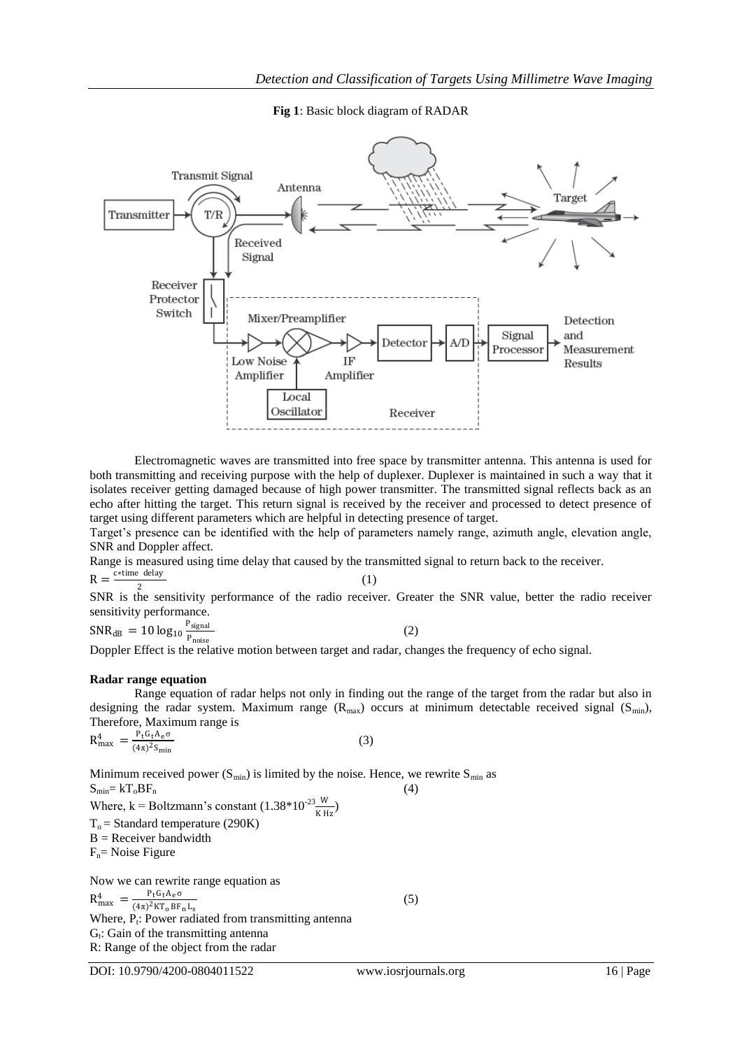**Fig 1**: Basic block diagram of RADAR

Electromagnetic waves are transmitted into free space by transmitter antenna. This antenna is used for both transmitting and receiving purpose with the help of duplexer. Duplexer is maintained in such a way that it isolates receiver getting damaged because of high power transmitter. The transmitted signal reflects back as an echo after hitting the target. This return signal is received by the receiver and processed to detect presence of target using different parameters which are helpful in detecting presence of target.

Target's presence can be identified with the help of parameters namely range, azimuth angle, elevation angle, SNR and Doppler affect.

Range is measured using time delay that caused by the transmitted signal to return back to the receiver.

$$R = \frac{c * \text{time delay}}{2} \quad (1)$$

SNR is the sensitivity performance of the radio receiver. Greater the SNR value, better the radio receiver sensitivity performance.

$$SNR_{dB} = 10 \log_{10} \frac{P_{signal}}{P_{noise}} \quad (2)$$

Doppler Effect is the relative motion between target and radar, changes the frequency of echo signal.

**Radar range equation**

Range equation of radar helps not only in finding out the range of the target from the radar but also in designing the radar system. Maximum range ($R_{max}$) occurs at minimum detectable received signal ($S_{min}$), Therefore, Maximum range is

$$R_{max}^4 = \frac{P_t G_t A_e \sigma}{(4\pi)^2 S_{min}} \quad (3)$$

Minimum received power ($S_{min}$) is limited by the noise. Hence, we rewrite $S_{min}$ as

$$S_{min} = kT_o BF_n \quad (4)$$

Where, k = Boltzmann's constant ($1.38*10^{-23} \frac{W}{K\,Hz}$)

$T_o$ = Standard temperature (290K)

B = Receiver bandwidth

$F_n$ = Noise Figure

Now we can rewrite range equation as

$$R_{max}^4 = \frac{P_t G_t A_e \sigma}{(4\pi)^2 KT_o BF_n L_s} \quad (5)$$

Where, $P_t$: Power radiated from transmitting antenna

$G_t$: Gain of the transmitting antenna

R: Range of the object from the radar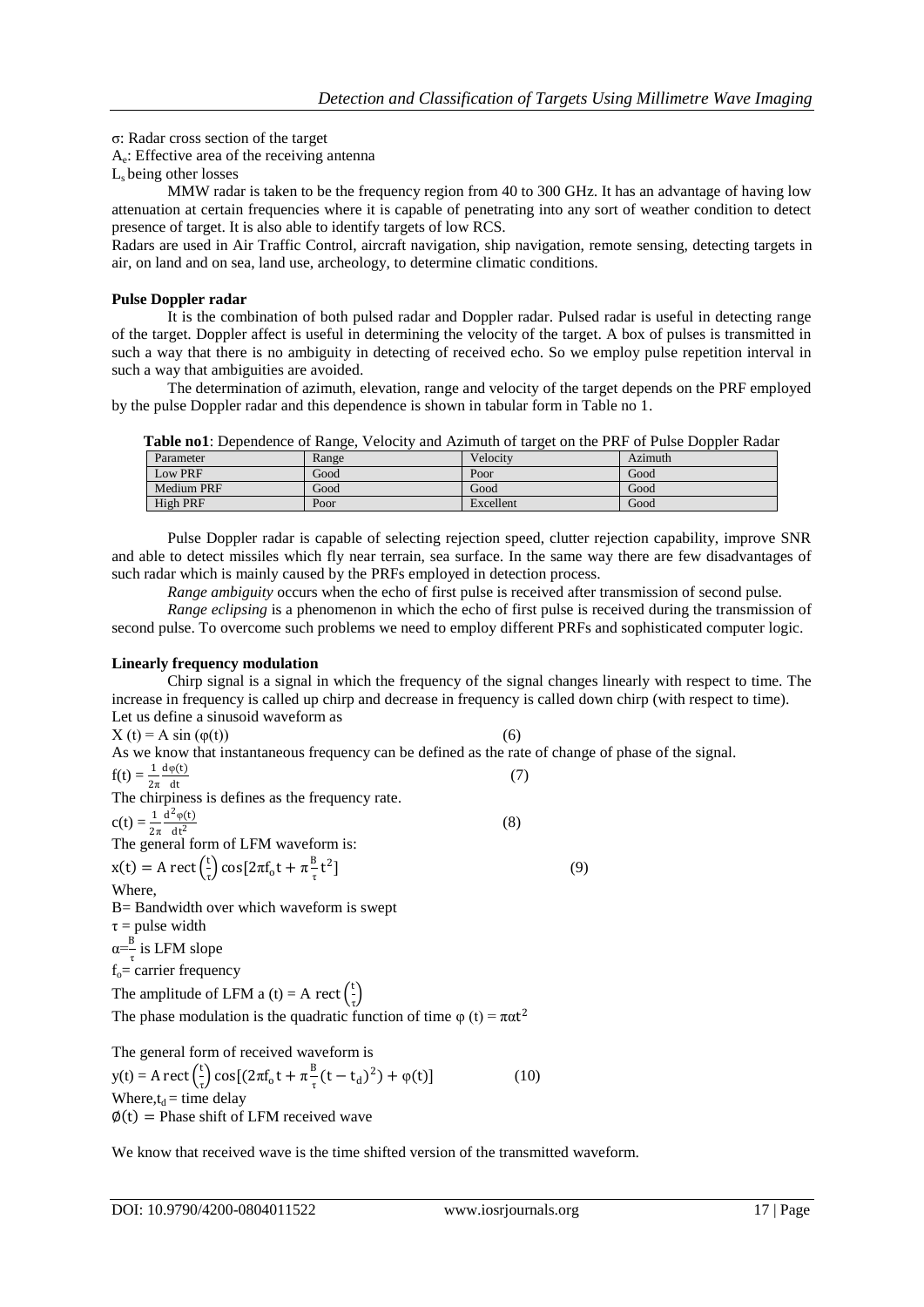σ: Radar cross section of the target

$A_e$: Effective area of the receiving antenna

$L_s$ being other losses

MMW radar is taken to be the frequency region from 40 to 300 GHz. It has an advantage of having low attenuation at certain frequencies where it is capable of penetrating into any sort of weather condition to detect presence of target. It is also able to identify targets of low RCS.

Radars are used in Air Traffic Control, aircraft navigation, ship navigation, remote sensing, detecting targets in air, on land and on sea, land use, archeology, to determine climatic conditions.

**Pulse Doppler radar**

It is the combination of both pulsed radar and Doppler radar. Pulsed radar is useful in detecting range of the target. Doppler affect is useful in determining the velocity of the target. A box of pulses is transmitted in such a way that there is no ambiguity in detecting of received echo. So we employ pulse repetition interval in such a way that ambiguities are avoided.

The determination of azimuth, elevation, range and velocity of the target depends on the PRF employed by the pulse Doppler radar and this dependence is shown in tabular form in Table no 1.

**Table no1**: Dependence of Range, Velocity and Azimuth of target on the PRF of Pulse Doppler Radar

| Parameter | Range | Velocity | Azimuth |
|---|---|---|---|
| Low PRF | Good | Poor | Good |
| Medium PRF | Good | Good | Good |
| High PRF | Poor | Excellent | Good |

Pulse Doppler radar is capable of selecting rejection speed, clutter rejection capability, improve SNR and able to detect missiles which fly near terrain, sea surface. In the same way there are few disadvantages of such radar which is mainly caused by the PRFs employed in detection process.

*Range ambiguity* occurs when the echo of first pulse is received after transmission of second pulse.

*Range eclipsing* is a phenomenon in which the echo of first pulse is received during the transmission of second pulse. To overcome such problems we need to employ different PRFs and sophisticated computer logic.

**Linearly frequency modulation**

Chirp signal is a signal in which the frequency of the signal changes linearly with respect to time. The increase in frequency is called up chirp and decrease in frequency is called down chirp (with respect to time).

Let us define a sinusoid waveform as

$$X(t) = A \sin(\varphi(t)) \quad (6)$$

As we know that instantaneous frequency can be defined as the rate of change of phase of the signal.

$$f(t) = \frac{1}{2\pi}\frac{d\varphi(t)}{dt} \quad (7)$$

The chirpiness is defines as the frequency rate.

$$c(t) = \frac{1}{2\pi}\frac{d^2\varphi(t)}{dt^2} \quad (8)$$

The general form of LFM waveform is:

$$x(t) = A\,\mathrm{rect}\left(\frac{t}{\tau}\right)\cos[2\pi f_o t + \pi\frac{B}{\tau}t^2] \quad (9)$$

Where,

B= Bandwidth over which waveform is swept

τ = pulse width

$\alpha = \frac{B}{\tau}$ is LFM slope

$f_o$= carrier frequency

The amplitude of LFM $a(t) = A\,\mathrm{rect}\left(\frac{t}{\tau}\right)$

The phase modulation is the quadratic function of time $\varphi(t) = \pi\alpha t^2$

The general form of received waveform is

$$y(t) = A\,\mathrm{rect}\left(\frac{t}{\tau}\right)\cos[(2\pi f_o t + \pi\frac{B}{\tau}(t - t_d)^2) + \varphi(t)] \quad (10)$$

Where, $t_d$ = time delay

$\emptyset(t)$ = Phase shift of LFM received wave

We know that received wave is the time shifted version of the transmitted waveform.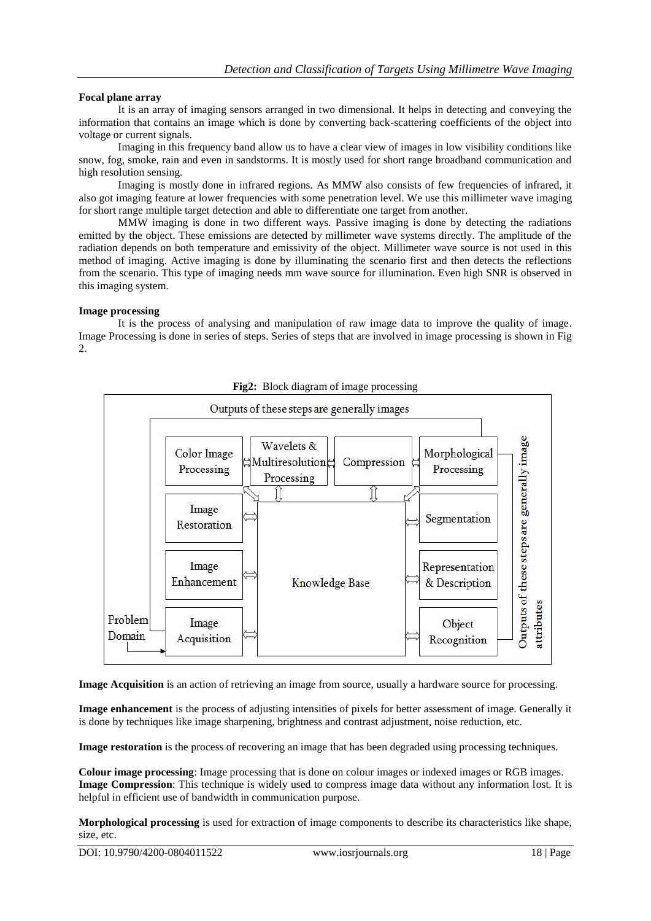**Focal plane array**

It is an array of imaging sensors arranged in two dimensional. It helps in detecting and conveying the information that contains an image which is done by converting back-scattering coefficients of the object into voltage or current signals.

Imaging in this frequency band allow us to have a clear view of images in low visibility conditions like snow, fog, smoke, rain and even in sandstorms. It is mostly used for short range broadband communication and high resolution sensing.

Imaging is mostly done in infrared regions. As MMW also consists of few frequencies of infrared, it also got imaging feature at lower frequencies with some penetration level. We use this millimeter wave imaging for short range multiple target detection and able to differentiate one target from another.

MMW imaging is done in two different ways. Passive imaging is done by detecting the radiations emitted by the object. These emissions are detected by millimeter wave systems directly. The amplitude of the radiation depends on both temperature and emissivity of the object. Millimeter wave source is not used in this method of imaging. Active imaging is done by illuminating the scenario first and then detects the reflections from the scenario. This type of imaging needs mm wave source for illumination. Even high SNR is observed in this imaging system.

**Image processing**

It is the process of analysing and manipulation of raw image data to improve the quality of image. Image Processing is done in series of steps. Series of steps that are involved in image processing is shown in Fig 2.

**Fig2:** Block diagram of image processing

**Image Acquisition** is an action of retrieving an image from source, usually a hardware source for processing.

**Image enhancement** is the process of adjusting intensities of pixels for better assessment of image. Generally it is done by techniques like image sharpening, brightness and contrast adjustment, noise reduction, etc.

**Image restoration** is the process of recovering an image that has been degraded using processing techniques.

**Colour image processing**: Image processing that is done on colour images or indexed images or RGB images.
**Image Compression**: This technique is widely used to compress image data without any information lost. It is helpful in efficient use of bandwidth in communication purpose.

**Morphological processing** is used for extraction of image components to describe its characteristics like shape, size, etc.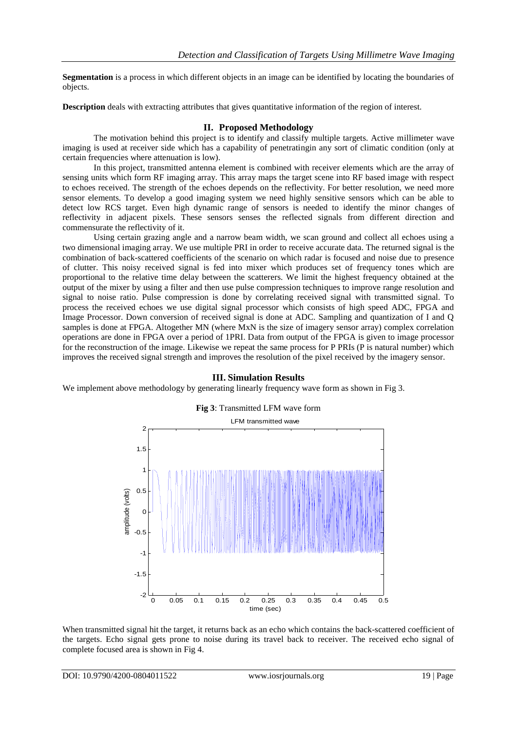**Segmentation** is a process in which different objects in an image can be identified by locating the boundaries of objects.

**Description** deals with extracting attributes that gives quantitative information of the region of interest.

## II. Proposed Methodology

The motivation behind this project is to identify and classify multiple targets. Active millimeter wave imaging is used at receiver side which has a capability of penetratingin any sort of climatic condition (only at certain frequencies where attenuation is low).

In this project, transmitted antenna element is combined with receiver elements which are the array of sensing units which form RF imaging array. This array maps the target scene into RF based image with respect to echoes received. The strength of the echoes depends on the reflectivity. For better resolution, we need more sensor elements. To develop a good imaging system we need highly sensitive sensors which can be able to detect low RCS target. Even high dynamic range of sensors is needed to identify the minor changes of reflectivity in adjacent pixels. These sensors senses the reflected signals from different direction and commensurate the reflectivity of it.

Using certain grazing angle and a narrow beam width, we scan ground and collect all echoes using a two dimensional imaging array. We use multiple PRI in order to receive accurate data. The returned signal is the combination of back-scattered coefficients of the scenario on which radar is focused and noise due to presence of clutter. This noisy received signal is fed into mixer which produces set of frequency tones which are proportional to the relative time delay between the scatterers. We limit the highest frequency obtained at the output of the mixer by using a filter and then use pulse compression techniques to improve range resolution and signal to noise ratio. Pulse compression is done by correlating received signal with transmitted signal. To process the received echoes we use digital signal processor which consists of high speed ADC, FPGA and Image Processor. Down conversion of received signal is done at ADC. Sampling and quantization of I and Q samples is done at FPGA. Altogether MN (where MxN is the size of imagery sensor array) complex correlation operations are done in FPGA over a period of 1PRI. Data from output of the FPGA is given to image processor for the reconstruction of the image. Likewise we repeat the same process for P PRIs (P is natural number) which improves the received signal strength and improves the resolution of the pixel received by the imagery sensor.

## III. Simulation Results

We implement above methodology by generating linearly frequency wave form as shown in Fig 3.

**Fig 3**: Transmitted LFM wave form

When transmitted signal hit the target, it returns back as an echo which contains the back-scattered coefficient of the targets. Echo signal gets prone to noise during its travel back to receiver. The received echo signal of complete focused area is shown in Fig 4.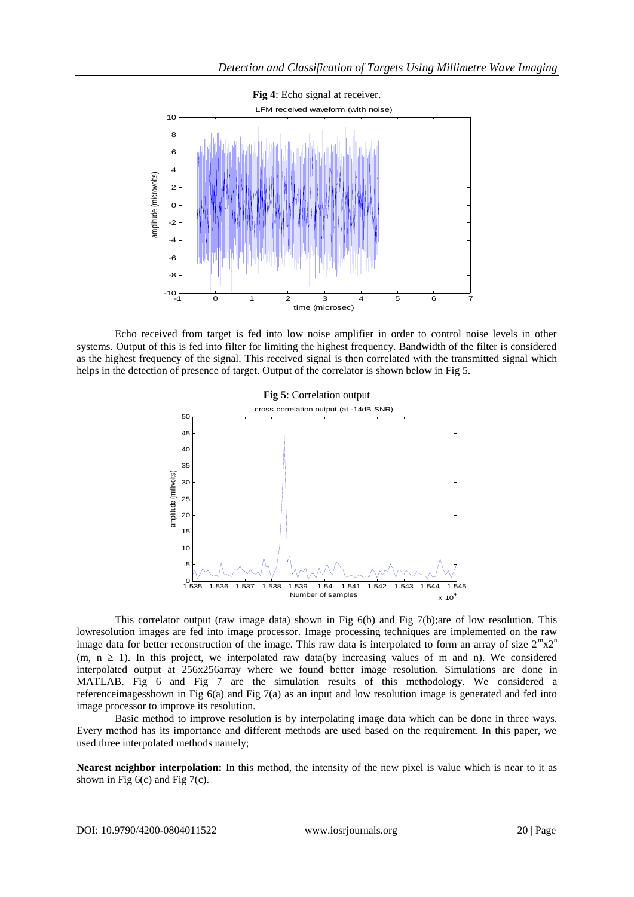**Fig 4**: Echo signal at receiver.

Echo received from target is fed into low noise amplifier in order to control noise levels in other systems. Output of this is fed into filter for limiting the highest frequency. Bandwidth of the filter is considered as the highest frequency of the signal. This received signal is then correlated with the transmitted signal which helps in the detection of presence of target. Output of the correlator is shown below in Fig 5.

**Fig 5**: Correlation output

This correlator output (raw image data) shown in Fig 6(b) and Fig 7(b);are of low resolution. This lowresolution images are fed into image processor. Image processing techniques are implemented on the raw image data for better reconstruction of the image. This raw data is interpolated to form an array of size $2^m x 2^n$ ($m, n \geq 1$). In this project, we interpolated raw data(by increasing values of m and n). We considered interpolated output at 256x256array where we found better image resolution. Simulations are done in MATLAB. Fig 6 and Fig 7 are the simulation results of this methodology. We considered a referenceimagesshown in Fig 6(a) and Fig 7(a) as an input and low resolution image is generated and fed into image processor to improve its resolution.

Basic method to improve resolution is by interpolating image data which can be done in three ways. Every method has its importance and different methods are used based on the requirement. In this paper, we used three interpolated methods namely;

**Nearest neighbor interpolation:** In this method, the intensity of the new pixel is value which is near to it as shown in Fig 6(c) and Fig 7(c).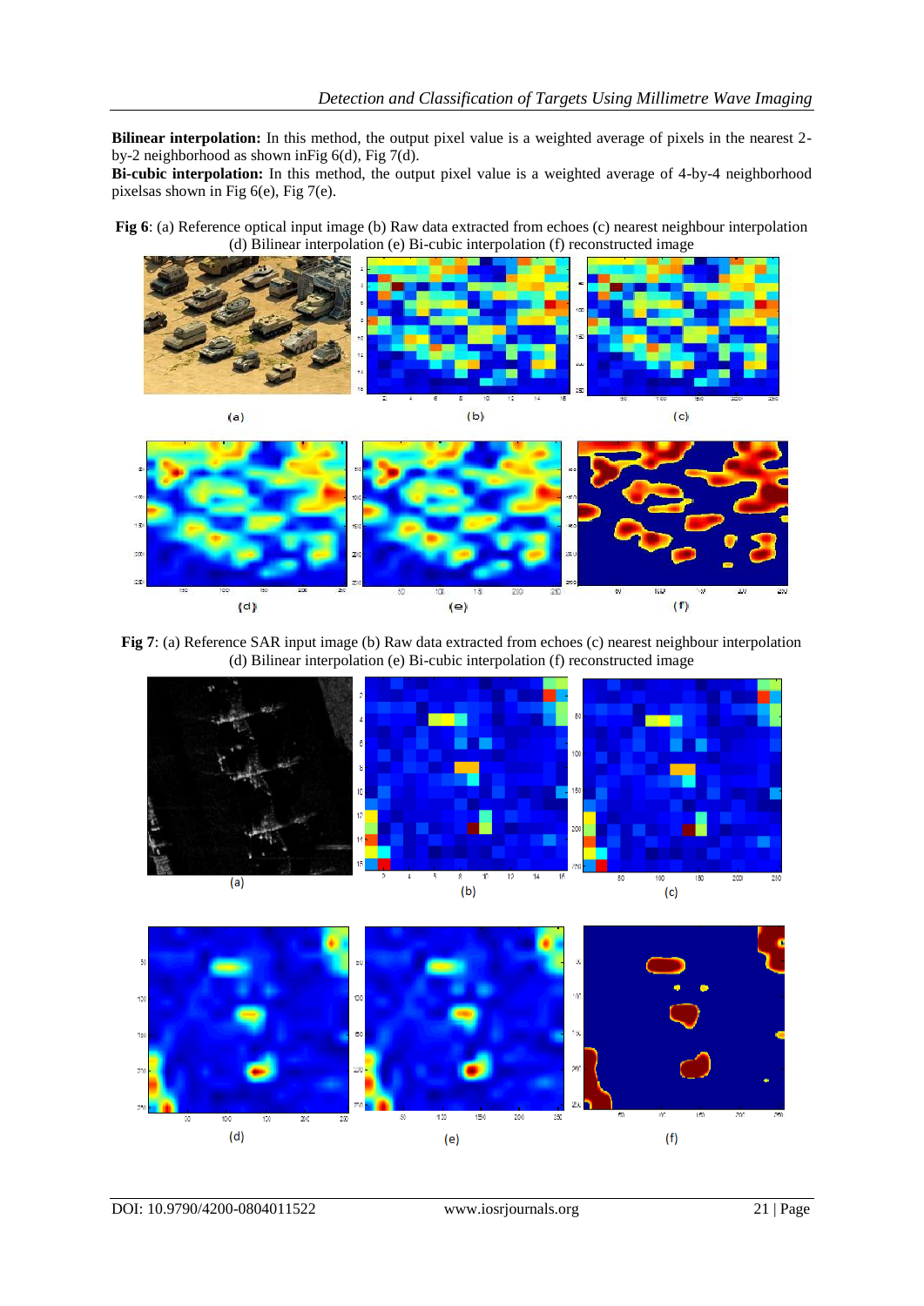**Bilinear interpolation:** In this method, the output pixel value is a weighted average of pixels in the nearest 2-by-2 neighborhood as shown inFig 6(d), Fig 7(d).

**Bi-cubic interpolation:** In this method, the output pixel value is a weighted average of 4-by-4 neighborhood pixelsas shown in Fig 6(e), Fig 7(e).

**Fig 6**: (a) Reference optical input image (b) Raw data extracted from echoes (c) nearest neighbour interpolation (d) Bilinear interpolation (e) Bi-cubic interpolation (f) reconstructed image

**Fig 7**: (a) Reference SAR input image (b) Raw data extracted from echoes (c) nearest neighbour interpolation (d) Bilinear interpolation (e) Bi-cubic interpolation (f) reconstructed image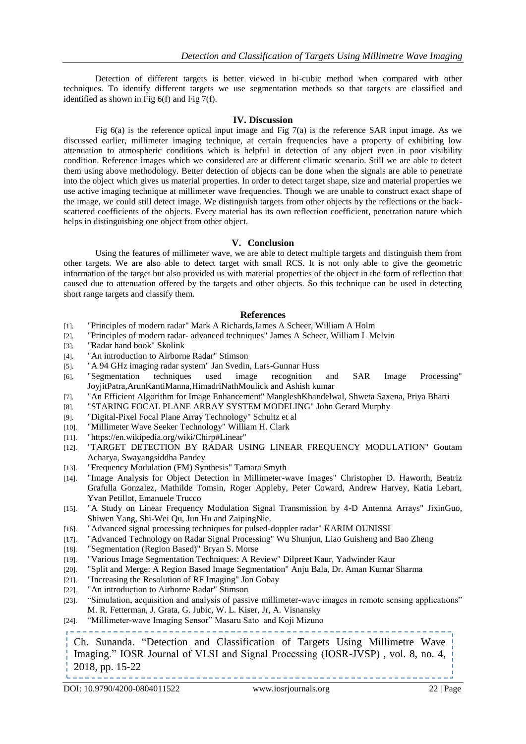Detection of different targets is better viewed in bi-cubic method when compared with other techniques. To identify different targets we use segmentation methods so that targets are classified and identified as shown in Fig 6(f) and Fig 7(f).

## IV. Discussion

Fig 6(a) is the reference optical input image and Fig 7(a) is the reference SAR input image. As we discussed earlier, millimeter imaging technique, at certain frequencies have a property of exhibiting low attenuation to atmospheric conditions which is helpful in detection of any object even in poor visibility condition. Reference images which we considered are at different climatic scenario. Still we are able to detect them using above methodology. Better detection of objects can be done when the signals are able to penetrate into the object which gives us material properties. In order to detect target shape, size and material properties we use active imaging technique at millimeter wave frequencies. Though we are unable to construct exact shape of the image, we could still detect image. We distinguish targets from other objects by the reflections or the back-scattered coefficients of the objects. Every material has its own reflection coefficient, penetration nature which helps in distinguishing one object from other object.

## V. Conclusion

Using the features of millimeter wave, we are able to detect multiple targets and distinguish them from other targets. We are also able to detect target with small RCS. It is not only able to give the geometric information of the target but also provided us with material properties of the object in the form of reflection that caused due to attenuation offered by the targets and other objects. So this technique can be used in detecting short range targets and classify them.

## References

[1]. "Principles of modern radar" Mark A Richards,James A Scheer, William A Holm

[2]. "Principles of modern radar- advanced techniques" James A Scheer, William L Melvin

[3]. "Radar hand book" Skolink

[4]. "An introduction to Airborne Radar" Stimson

[5]. "A 94 GHz imaging radar system" Jan Svedin, Lars-Gunnar Huss

[6]. "Segmentation techniques used image recognition and SAR Image Processing" JoyjitPatra,ArunKantiManna,HimadriNathMoulick and Ashish kumar

[7]. "An Efficient Algorithm for Image Enhancement" MangleshKhandelwal, Shweta Saxena, Priya Bharti

[8]. "STARING FOCAL PLANE ARRAY SYSTEM MODELING" John Gerard Murphy

[9]. "Digital-Pixel Focal Plane Array Technology" Schultz et al

[10]. "Millimeter Wave Seeker Technology" William H. Clark

[11]. "https://en.wikipedia.org/wiki/Chirp#Linear"

[12]. "TARGET DETECTION BY RADAR USING LINEAR FREQUENCY MODULATION" Goutam Acharya, Swayangsiddha Pandey

[13]. "Frequency Modulation (FM) Synthesis" Tamara Smyth

[14]. "Image Analysis for Object Detection in Millimeter-wave Images" Christopher D. Haworth, Beatriz Grafulla Gonzalez, Mathilde Tomsin, Roger Appleby, Peter Coward, Andrew Harvey, Katia Lebart, Yvan Petillot, Emanuele Trucco

[15]. "A Study on Linear Frequency Modulation Signal Transmission by 4-D Antenna Arrays" JixinGuo, Shiwen Yang, Shi-Wei Qu, Jun Hu and ZaipingNie.

[16]. "Advanced signal processing techniques for pulsed-doppler radar" KARIM OUNISSI

[17]. "Advanced Technology on Radar Signal Processing" Wu Shunjun, Liao Guisheng and Bao Zheng

[18]. "Segmentation (Region Based)" Bryan S. Morse

[19]. "Various Image Segmentation Techniques: A Review" Dilpreet Kaur, Yadwinder Kaur

[20]. "Split and Merge: A Region Based Image Segmentation" Anju Bala, Dr. Aman Kumar Sharma

[21]. "Increasing the Resolution of RF Imaging" Jon Gobay

[22]. "An introduction to Airborne Radar" Stimson

[23]. "Simulation, acquisition and analysis of passive millimeter-wave images in remote sensing applications" M. R. Fetterman, J. Grata, G. Jubic, W. L. Kiser, Jr, A. Visnansky

[24]. "Millimeter-wave Imaging Sensor" Masaru Sato and Koji Mizuno

Ch. Sunanda. "Detection and Classification of Targets Using Millimetre Wave Imaging." IOSR Journal of VLSI and Signal Processing (IOSR-JVSP) , vol. 8, no. 4, 2018, pp. 15-22